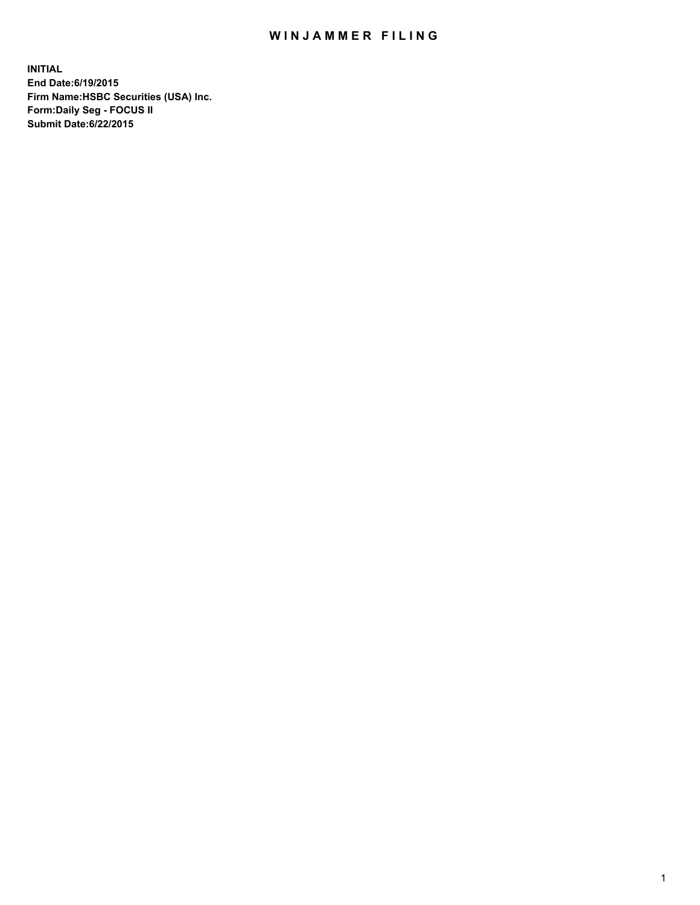# WINJAMMER FILING

**INITIAL**
**End Date:6/19/2015**
**Firm Name:HSBC Securities (USA) Inc.**
**Form:Daily Seg - FOCUS II**
**Submit Date:6/22/2015**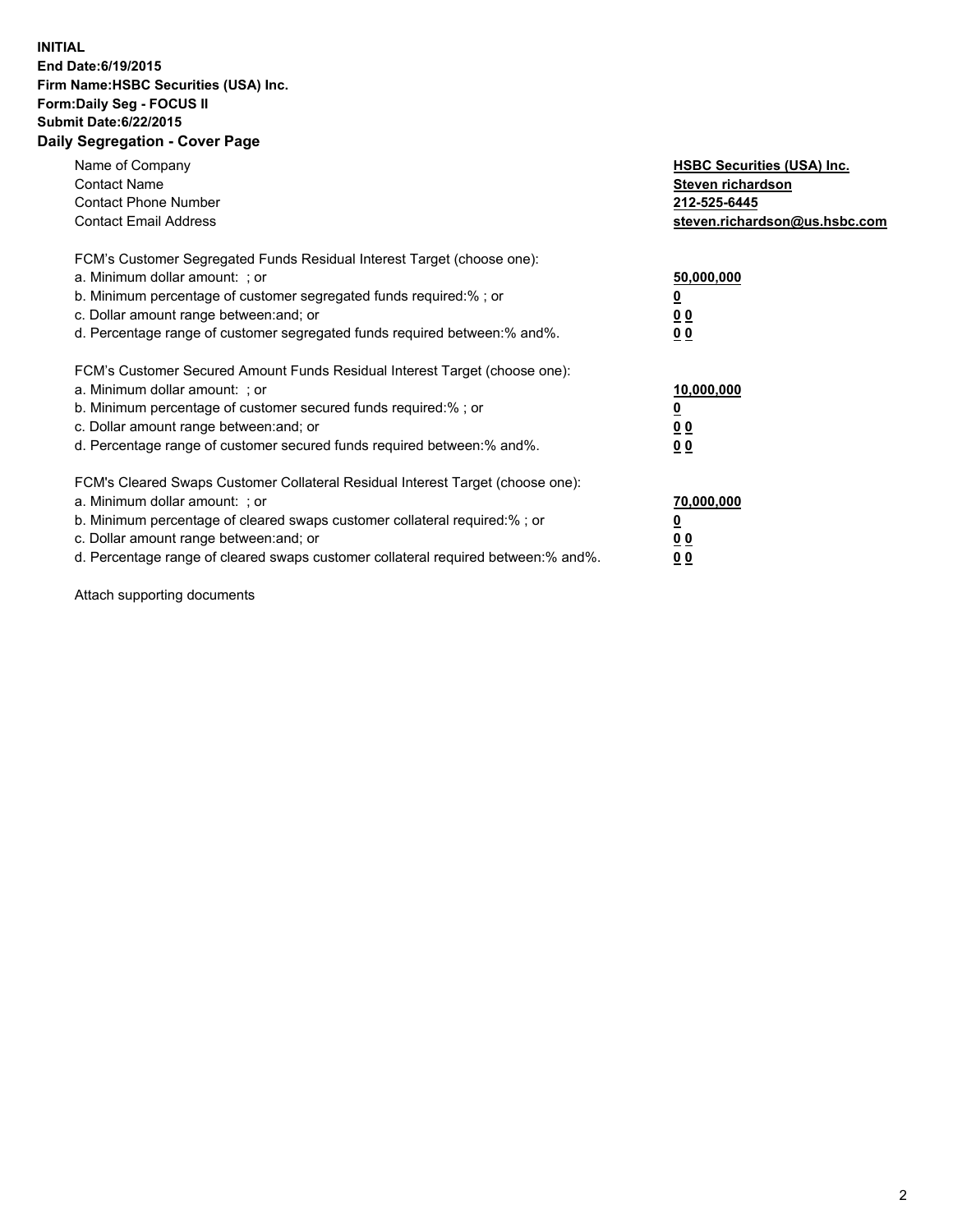**INITIAL**
**End Date:6/19/2015**
**Firm Name:HSBC Securities (USA) Inc.**
**Form:Daily Seg - FOCUS II**
**Submit Date:6/22/2015**

## Daily Segregation - Cover Page

| | |
|---|---|
| Name of Company | **HSBC Securities (USA) Inc.** |
| Contact Name | **Steven richardson** |
| Contact Phone Number | **212-525-6445** |
| Contact Email Address | **steven.richardson@us.hsbc.com** |

| | |
|---|---|
| FCM's Customer Segregated Funds Residual Interest Target (choose one): | |
| a. Minimum dollar amount: ; or | **50,000,000** |
| b. Minimum percentage of customer segregated funds required:% ; or | **0** |
| c. Dollar amount range between:and; or | **0 0** |
| d. Percentage range of customer segregated funds required between:% and%. | **0 0** |
| FCM's Customer Secured Amount Funds Residual Interest Target (choose one): | |
| a. Minimum dollar amount: ; or | **10,000,000** |
| b. Minimum percentage of customer secured funds required:% ; or | **0** |
| c. Dollar amount range between:and; or | **0 0** |
| d. Percentage range of customer secured funds required between:% and%. | **0 0** |
| FCM's Cleared Swaps Customer Collateral Residual Interest Target (choose one): | |
| a. Minimum dollar amount: ; or | **70,000,000** |
| b. Minimum percentage of cleared swaps customer collateral required:% ; or | **0** |
| c. Dollar amount range between:and; or | **0 0** |
| d. Percentage range of cleared swaps customer collateral required between:% and%. | **0 0** |

Attach supporting documents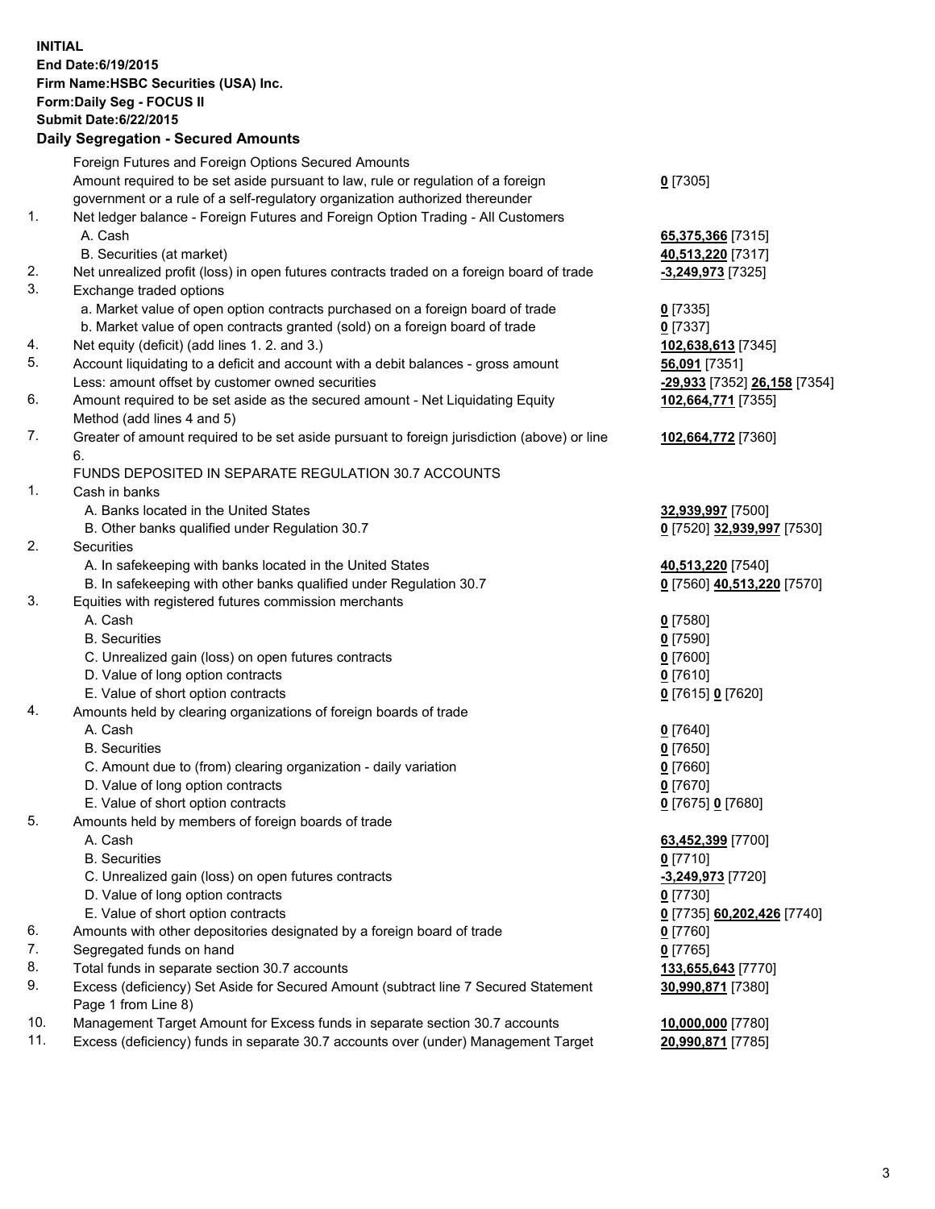**INITIAL**
**End Date:6/19/2015**
**Firm Name:HSBC Securities (USA) Inc.**
**Form:Daily Seg - FOCUS II**
**Submit Date:6/22/2015**

### Daily Segregation - Secured Amounts

| | | |
|---|---|---|
| | Foreign Futures and Foreign Options Secured Amounts | |
| | Amount required to be set aside pursuant to law, rule or regulation of a foreign government or a rule of a self-regulatory organization authorized thereunder | **0** [7305] |
| 1. | Net ledger balance - Foreign Futures and Foreign Option Trading - All Customers | |
| | A. Cash | **65,375,366** [7315] |
| | B. Securities (at market) | **40,513,220** [7317] |
| 2. | Net unrealized profit (loss) in open futures contracts traded on a foreign board of trade | **-3,249,973** [7325] |
| 3. | Exchange traded options | |
| | a. Market value of open option contracts purchased on a foreign board of trade | **0** [7335] |
| | b. Market value of open contracts granted (sold) on a foreign board of trade | **0** [7337] |
| 4. | Net equity (deficit) (add lines 1. 2. and 3.) | **102,638,613** [7345] |
| 5. | Account liquidating to a deficit and account with a debit balances - gross amount | **56,091** [7351] |
| | Less: amount offset by customer owned securities | **-29,933** [7352] **26,158** [7354] |
| 6. | Amount required to be set aside as the secured amount - Net Liquidating Equity Method (add lines 4 and 5) | **102,664,771** [7355] |
| 7. | Greater of amount required to be set aside pursuant to foreign jurisdiction (above) or line 6. | **102,664,772** [7360] |
| | FUNDS DEPOSITED IN SEPARATE REGULATION 30.7 ACCOUNTS | |
| 1. | Cash in banks | |
| | A. Banks located in the United States | **32,939,997** [7500] |
| | B. Other banks qualified under Regulation 30.7 | **0** [7520] **32,939,997** [7530] |
| 2. | Securities | |
| | A. In safekeeping with banks located in the United States | **40,513,220** [7540] |
| | B. In safekeeping with other banks qualified under Regulation 30.7 | **0** [7560] **40,513,220** [7570] |
| 3. | Equities with registered futures commission merchants | |
| | A. Cash | **0** [7580] |
| | B. Securities | **0** [7590] |
| | C. Unrealized gain (loss) on open futures contracts | **0** [7600] |
| | D. Value of long option contracts | **0** [7610] |
| | E. Value of short option contracts | **0** [7615] **0** [7620] |
| 4. | Amounts held by clearing organizations of foreign boards of trade | |
| | A. Cash | **0** [7640] |
| | B. Securities | **0** [7650] |
| | C. Amount due to (from) clearing organization - daily variation | **0** [7660] |
| | D. Value of long option contracts | **0** [7670] |
| | E. Value of short option contracts | **0** [7675] **0** [7680] |
| 5. | Amounts held by members of foreign boards of trade | |
| | A. Cash | **63,452,399** [7700] |
| | B. Securities | **0** [7710] |
| | C. Unrealized gain (loss) on open futures contracts | **-3,249,973** [7720] |
| | D. Value of long option contracts | **0** [7730] |
| | E. Value of short option contracts | **0** [7735] **60,202,426** [7740] |
| 6. | Amounts with other depositories designated by a foreign board of trade | **0** [7760] |
| 7. | Segregated funds on hand | **0** [7765] |
| 8. | Total funds in separate section 30.7 accounts | **133,655,643** [7770] |
| 9. | Excess (deficiency) Set Aside for Secured Amount (subtract line 7 Secured Statement Page 1 from Line 8) | **30,990,871** [7380] |
| 10. | Management Target Amount for Excess funds in separate section 30.7 accounts | **10,000,000** [7780] |
| 11. | Excess (deficiency) funds in separate 30.7 accounts over (under) Management Target | **20,990,871** [7785] |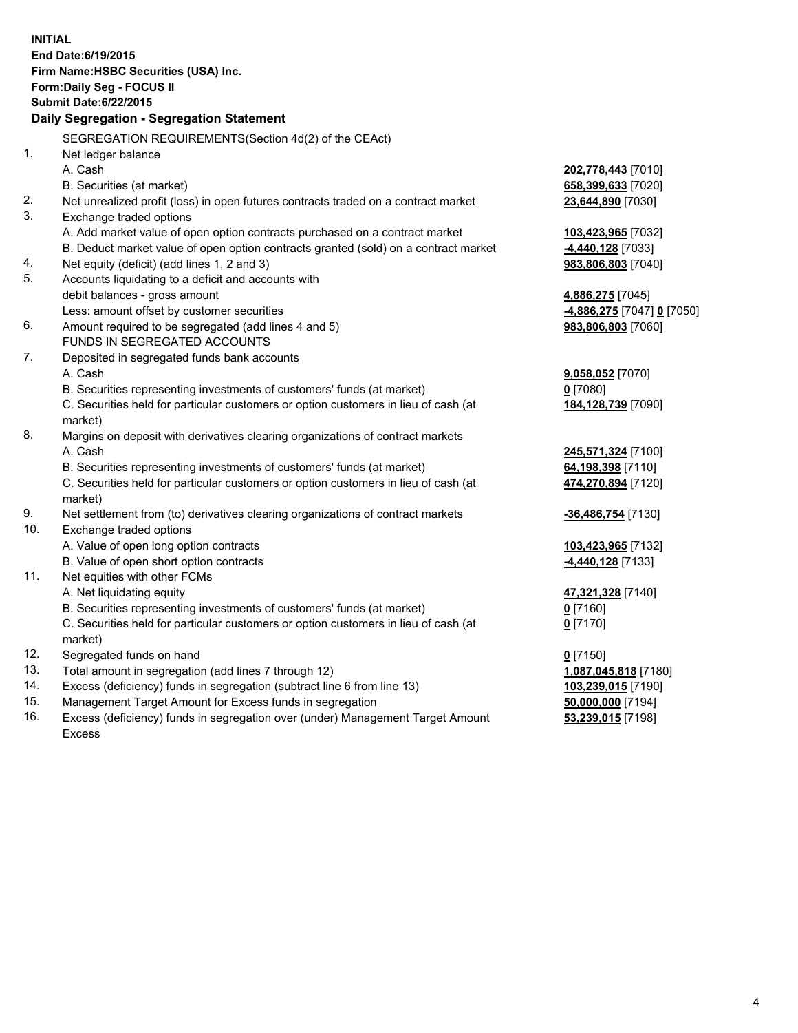**INITIAL**
**End Date:6/19/2015**
**Firm Name:HSBC Securities (USA) Inc.**
**Form:Daily Seg - FOCUS II**
**Submit Date:6/22/2015**

**Daily Segregation - Segregation Statement**

SEGREGATION REQUIREMENTS(Section 4d(2) of the CEAct)

| | | |
|---|---|---|
| 1. | Net ledger balance | |
| | A. Cash | **202,778,443** [7010] |
| | B. Securities (at market) | **658,399,633** [7020] |
| 2. | Net unrealized profit (loss) in open futures contracts traded on a contract market | **23,644,890** [7030] |
| 3. | Exchange traded options | |
| | A. Add market value of open option contracts purchased on a contract market | **103,423,965** [7032] |
| | B. Deduct market value of open option contracts granted (sold) on a contract market | **-4,440,128** [7033] |
| 4. | Net equity (deficit) (add lines 1, 2 and 3) | **983,806,803** [7040] |
| 5. | Accounts liquidating to a deficit and accounts with | |
| | debit balances - gross amount | **4,886,275** [7045] |
| | Less: amount offset by customer securities | **-4,886,275** [7047] **0** [7050] |
| 6. | Amount required to be segregated (add lines 4 and 5) | **983,806,803** [7060] |
| | FUNDS IN SEGREGATED ACCOUNTS | |
| 7. | Deposited in segregated funds bank accounts | |
| | A. Cash | **9,058,052** [7070] |
| | B. Securities representing investments of customers' funds (at market) | **0** [7080] |
| | C. Securities held for particular customers or option customers in lieu of cash (at market) | **184,128,739** [7090] |
| 8. | Margins on deposit with derivatives clearing organizations of contract markets | |
| | A. Cash | **245,571,324** [7100] |
| | B. Securities representing investments of customers' funds (at market) | **64,198,398** [7110] |
| | C. Securities held for particular customers or option customers in lieu of cash (at market) | **474,270,894** [7120] |
| 9. | Net settlement from (to) derivatives clearing organizations of contract markets | **-36,486,754** [7130] |
| 10. | Exchange traded options | |
| | A. Value of open long option contracts | **103,423,965** [7132] |
| | B. Value of open short option contracts | **-4,440,128** [7133] |
| 11. | Net equities with other FCMs | |
| | A. Net liquidating equity | **47,321,328** [7140] |
| | B. Securities representing investments of customers' funds (at market) | **0** [7160] |
| | C. Securities held for particular customers or option customers in lieu of cash (at market) | **0** [7170] |
| 12. | Segregated funds on hand | **0** [7150] |
| 13. | Total amount in segregation (add lines 7 through 12) | **1,087,045,818** [7180] |
| 14. | Excess (deficiency) funds in segregation (subtract line 6 from line 13) | **103,239,015** [7190] |
| 15. | Management Target Amount for Excess funds in segregation | **50,000,000** [7194] |
| 16. | Excess (deficiency) funds in segregation over (under) Management Target Amount Excess | **53,239,015** [7198] |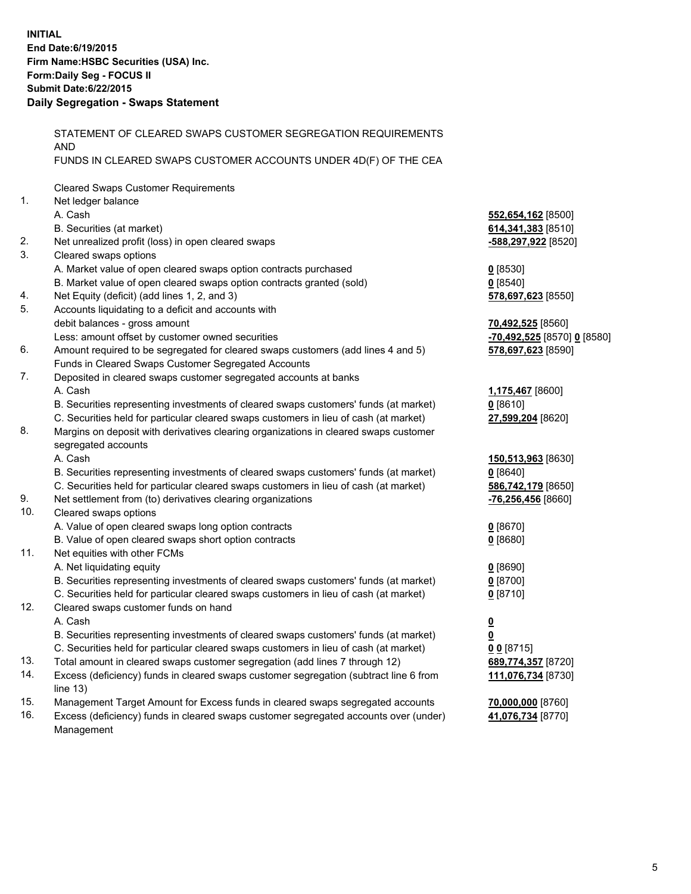**INITIAL**
**End Date:6/19/2015**
**Firm Name:HSBC Securities (USA) Inc.**
**Form:Daily Seg - FOCUS II**
**Submit Date:6/22/2015**
**Daily Segregation - Swaps Statement**

STATEMENT OF CLEARED SWAPS CUSTOMER SEGREGATION REQUIREMENTS AND FUNDS IN CLEARED SWAPS CUSTOMER ACCOUNTS UNDER 4D(F) OF THE CEA

| | | |
|---|---|---|
| | Cleared Swaps Customer Requirements | |
| 1. | Net ledger balance | |
| | A. Cash | **552,654,162** [8500] |
| | B. Securities (at market) | **614,341,383** [8510] |
| 2. | Net unrealized profit (loss) in open cleared swaps | **-588,297,922** [8520] |
| 3. | Cleared swaps options | |
| | A. Market value of open cleared swaps option contracts purchased | **0** [8530] |
| | B. Market value of open cleared swaps option contracts granted (sold) | **0** [8540] |
| 4. | Net Equity (deficit) (add lines 1, 2, and 3) | **578,697,623** [8550] |
| 5. | Accounts liquidating to a deficit and accounts with debit balances - gross amount | **70,492,525** [8560] |
| | Less: amount offset by customer owned securities | **-70,492,525** [8570] **0** [8580] |
| 6. | Amount required to be segregated for cleared swaps customers (add lines 4 and 5) | **578,697,623** [8590] |
| | Funds in Cleared Swaps Customer Segregated Accounts | |
| 7. | Deposited in cleared swaps customer segregated accounts at banks | |
| | A. Cash | **1,175,467** [8600] |
| | B. Securities representing investments of cleared swaps customers' funds (at market) | **0** [8610] |
| | C. Securities held for particular cleared swaps customers in lieu of cash (at market) | **27,599,204** [8620] |
| 8. | Margins on deposit with derivatives clearing organizations in cleared swaps customer segregated accounts | |
| | A. Cash | **150,513,963** [8630] |
| | B. Securities representing investments of cleared swaps customers' funds (at market) | **0** [8640] |
| | C. Securities held for particular cleared swaps customers in lieu of cash (at market) | **586,742,179** [8650] |
| 9. | Net settlement from (to) derivatives clearing organizations | **-76,256,456** [8660] |
| 10. | Cleared swaps options | |
| | A. Value of open cleared swaps long option contracts | **0** [8670] |
| | B. Value of open cleared swaps short option contracts | **0** [8680] |
| 11. | Net equities with other FCMs | |
| | A. Net liquidating equity | **0** [8690] |
| | B. Securities representing investments of cleared swaps customers' funds (at market) | **0** [8700] |
| | C. Securities held for particular cleared swaps customers in lieu of cash (at market) | **0** [8710] |
| 12. | Cleared swaps customer funds on hand | |
| | A. Cash | **0** |
| | B. Securities representing investments of cleared swaps customers' funds (at market) | **0** |
| | C. Securities held for particular cleared swaps customers in lieu of cash (at market) | **0** **0** [8715] |
| 13. | Total amount in cleared swaps customer segregation (add lines 7 through 12) | **689,774,357** [8720] |
| 14. | Excess (deficiency) funds in cleared swaps customer segregation (subtract line 6 from line 13) | **111,076,734** [8730] |
| 15. | Management Target Amount for Excess funds in cleared swaps segregated accounts | **70,000,000** [8760] |
| 16. | Excess (deficiency) funds in cleared swaps customer segregated accounts over (under) Management | **41,076,734** [8770] |